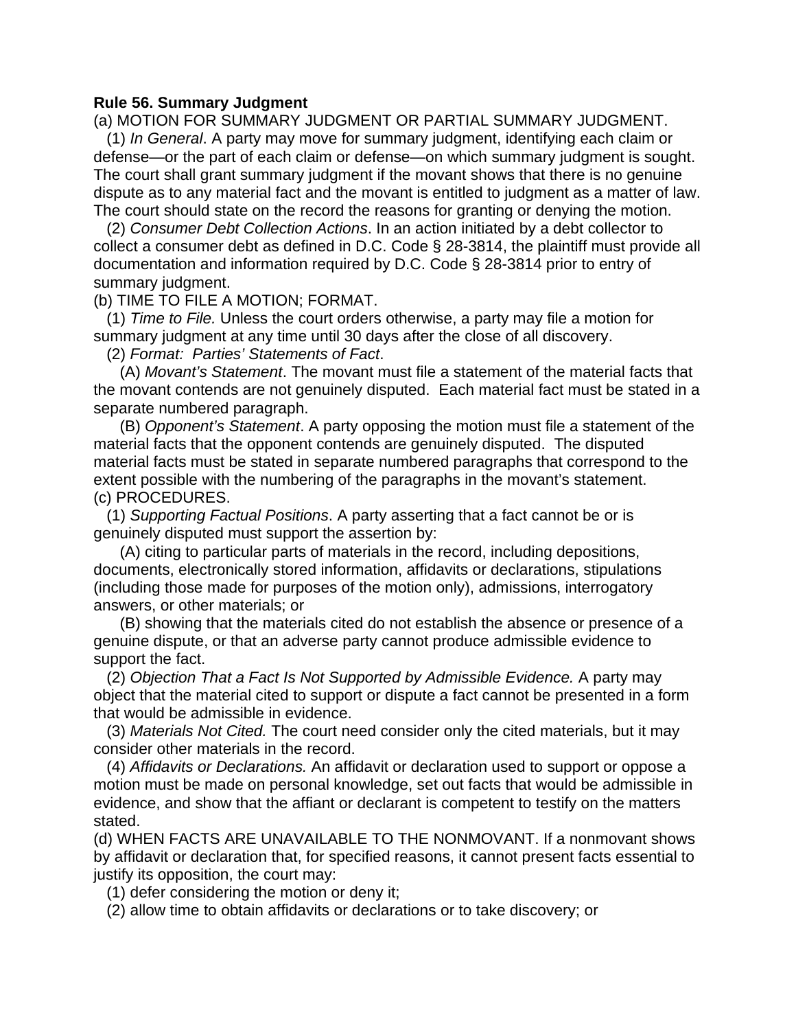**Rule 56. Summary Judgment**

(a) MOTION FOR SUMMARY JUDGMENT OR PARTIAL SUMMARY JUDGMENT.

(1) *In General*. A party may move for summary judgment, identifying each claim or defense—or the part of each claim or defense—on which summary judgment is sought. The court shall grant summary judgment if the movant shows that there is no genuine dispute as to any material fact and the movant is entitled to judgment as a matter of law. The court should state on the record the reasons for granting or denying the motion.

(2) *Consumer Debt Collection Actions*. In an action initiated by a debt collector to collect a consumer debt as defined in D.C. Code § 28-3814, the plaintiff must provide all documentation and information required by D.C. Code § 28-3814 prior to entry of summary judgment.

(b) TIME TO FILE A MOTION; FORMAT.

(1) *Time to File.* Unless the court orders otherwise, a party may file a motion for summary judgment at any time until 30 days after the close of all discovery.

(2) *Format: Parties' Statements of Fact*.

(A) *Movant's Statement*. The movant must file a statement of the material facts that the movant contends are not genuinely disputed. Each material fact must be stated in a separate numbered paragraph.

(B) *Opponent's Statement*. A party opposing the motion must file a statement of the material facts that the opponent contends are genuinely disputed. The disputed material facts must be stated in separate numbered paragraphs that correspond to the extent possible with the numbering of the paragraphs in the movant's statement.

(c) PROCEDURES.

(1) *Supporting Factual Positions*. A party asserting that a fact cannot be or is genuinely disputed must support the assertion by:

(A) citing to particular parts of materials in the record, including depositions, documents, electronically stored information, affidavits or declarations, stipulations (including those made for purposes of the motion only), admissions, interrogatory answers, or other materials; or

(B) showing that the materials cited do not establish the absence or presence of a genuine dispute, or that an adverse party cannot produce admissible evidence to support the fact.

(2) *Objection That a Fact Is Not Supported by Admissible Evidence.* A party may object that the material cited to support or dispute a fact cannot be presented in a form that would be admissible in evidence.

(3) *Materials Not Cited.* The court need consider only the cited materials, but it may consider other materials in the record.

(4) *Affidavits or Declarations.* An affidavit or declaration used to support or oppose a motion must be made on personal knowledge, set out facts that would be admissible in evidence, and show that the affiant or declarant is competent to testify on the matters stated.

(d) WHEN FACTS ARE UNAVAILABLE TO THE NONMOVANT. If a nonmovant shows by affidavit or declaration that, for specified reasons, it cannot present facts essential to justify its opposition, the court may:

(1) defer considering the motion or deny it;

(2) allow time to obtain affidavits or declarations or to take discovery; or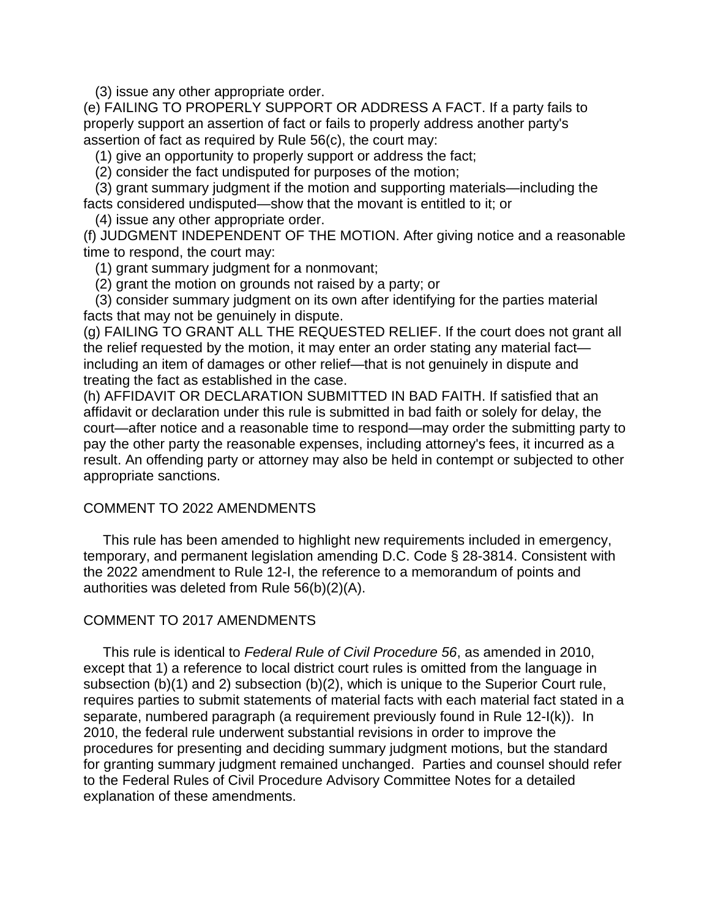(3) issue any other appropriate order.

(e) FAILING TO PROPERLY SUPPORT OR ADDRESS A FACT. If a party fails to properly support an assertion of fact or fails to properly address another party's assertion of fact as required by Rule 56(c), the court may:

(1) give an opportunity to properly support or address the fact;

(2) consider the fact undisputed for purposes of the motion;

(3) grant summary judgment if the motion and supporting materials—including the facts considered undisputed—show that the movant is entitled to it; or

(4) issue any other appropriate order.

(f) JUDGMENT INDEPENDENT OF THE MOTION. After giving notice and a reasonable time to respond, the court may:

(1) grant summary judgment for a nonmovant;

(2) grant the motion on grounds not raised by a party; or

(3) consider summary judgment on its own after identifying for the parties material facts that may not be genuinely in dispute.

(g) FAILING TO GRANT ALL THE REQUESTED RELIEF. If the court does not grant all the relief requested by the motion, it may enter an order stating any material fact—including an item of damages or other relief—that is not genuinely in dispute and treating the fact as established in the case.

(h) AFFIDAVIT OR DECLARATION SUBMITTED IN BAD FAITH. If satisfied that an affidavit or declaration under this rule is submitted in bad faith or solely for delay, the court—after notice and a reasonable time to respond—may order the submitting party to pay the other party the reasonable expenses, including attorney's fees, it incurred as a result. An offending party or attorney may also be held in contempt or subjected to other appropriate sanctions.

COMMENT TO 2022 AMENDMENTS

This rule has been amended to highlight new requirements included in emergency, temporary, and permanent legislation amending D.C. Code § 28-3814. Consistent with the 2022 amendment to Rule 12-I, the reference to a memorandum of points and authorities was deleted from Rule 56(b)(2)(A).

COMMENT TO 2017 AMENDMENTS

This rule is identical to *Federal Rule of Civil Procedure 56*, as amended in 2010, except that 1) a reference to local district court rules is omitted from the language in subsection (b)(1) and 2) subsection (b)(2), which is unique to the Superior Court rule, requires parties to submit statements of material facts with each material fact stated in a separate, numbered paragraph (a requirement previously found in Rule 12-I(k)). In 2010, the federal rule underwent substantial revisions in order to improve the procedures for presenting and deciding summary judgment motions, but the standard for granting summary judgment remained unchanged. Parties and counsel should refer to the Federal Rules of Civil Procedure Advisory Committee Notes for a detailed explanation of these amendments.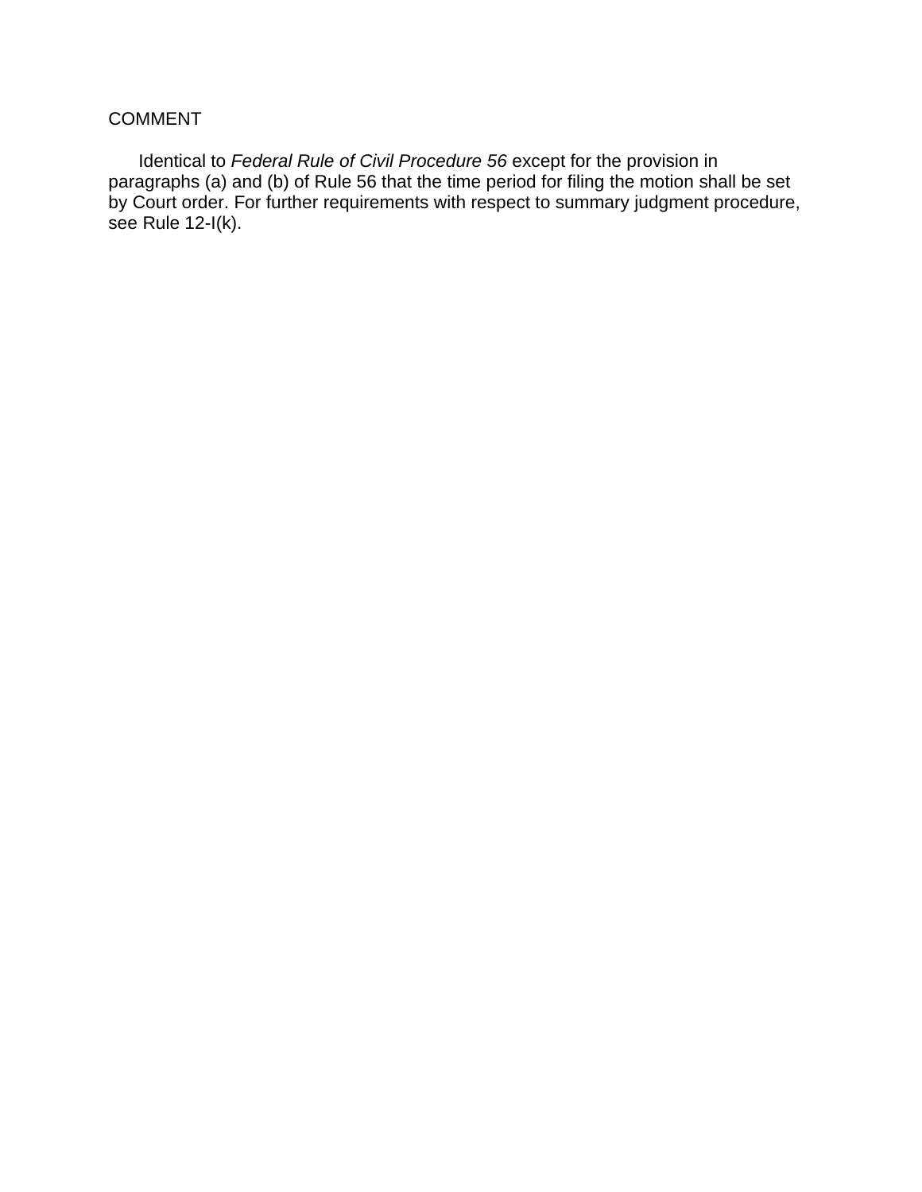COMMENT

Identical to *Federal Rule of Civil Procedure 56* except for the provision in paragraphs (a) and (b) of Rule 56 that the time period for filing the motion shall be set by Court order. For further requirements with respect to summary judgment procedure, see Rule 12-I(k).